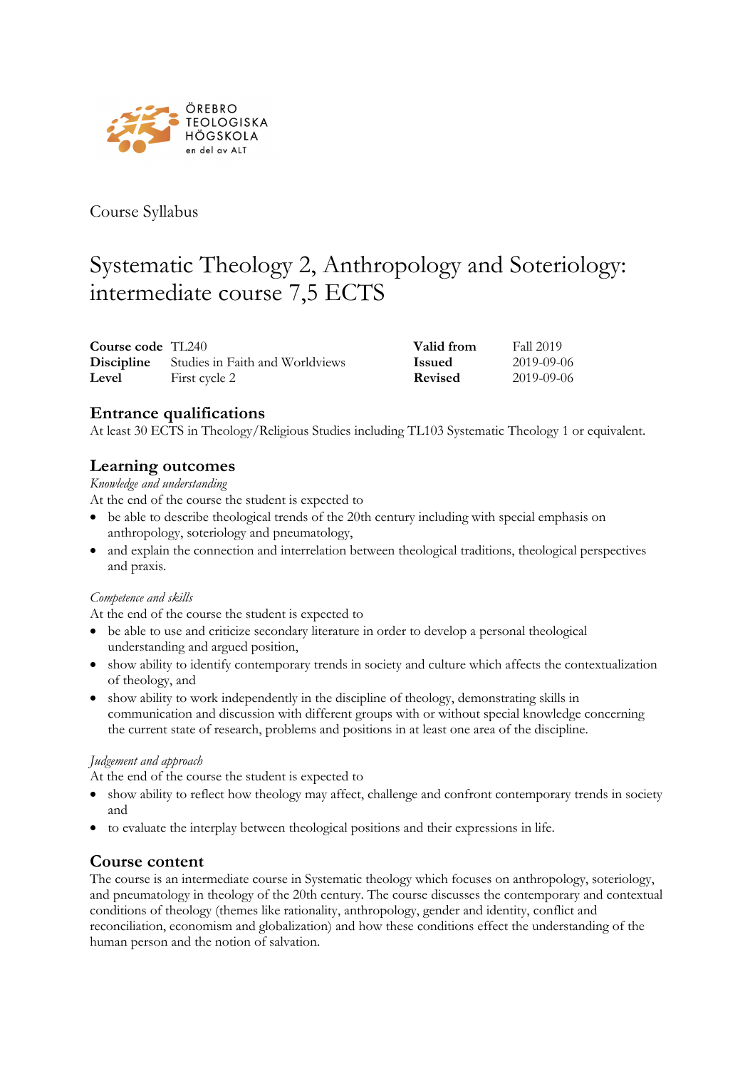ÖREBRO TEOLOGISKA HÖGSKOLA
en del av ALT

Course Syllabus

# Systematic Theology 2, Anthropology and Soteriology: intermediate course 7,5 ECTS

| | | | |
|---|---|---|---|
| **Course code** | TL240 | **Valid from** | Fall 2019 |
| **Discipline** | Studies in Faith and Worldviews | **Issued** | 2019-09-06 |
| **Level** | First cycle 2 | **Revised** | 2019-09-06 |

## Entrance qualifications

At least 30 ECTS in Theology/Religious Studies including TL103 Systematic Theology 1 or equivalent.

## Learning outcomes

*Knowledge and understanding*

At the end of the course the student is expected to

- be able to describe theological trends of the 20th century including with special emphasis on anthropology, soteriology and pneumatology,
- and explain the connection and interrelation between theological traditions, theological perspectives and praxis.

*Competence and skills*

At the end of the course the student is expected to

- be able to use and criticize secondary literature in order to develop a personal theological understanding and argued position,
- show ability to identify contemporary trends in society and culture which affects the contextualization of theology, and
- show ability to work independently in the discipline of theology, demonstrating skills in communication and discussion with different groups with or without special knowledge concerning the current state of research, problems and positions in at least one area of the discipline.

*Judgement and approach*

At the end of the course the student is expected to

- show ability to reflect how theology may affect, challenge and confront contemporary trends in society and
- to evaluate the interplay between theological positions and their expressions in life.

## Course content

The course is an intermediate course in Systematic theology which focuses on anthropology, soteriology, and pneumatology in theology of the 20th century. The course discusses the contemporary and contextual conditions of theology (themes like rationality, anthropology, gender and identity, conflict and reconciliation, economism and globalization) and how these conditions effect the understanding of the human person and the notion of salvation.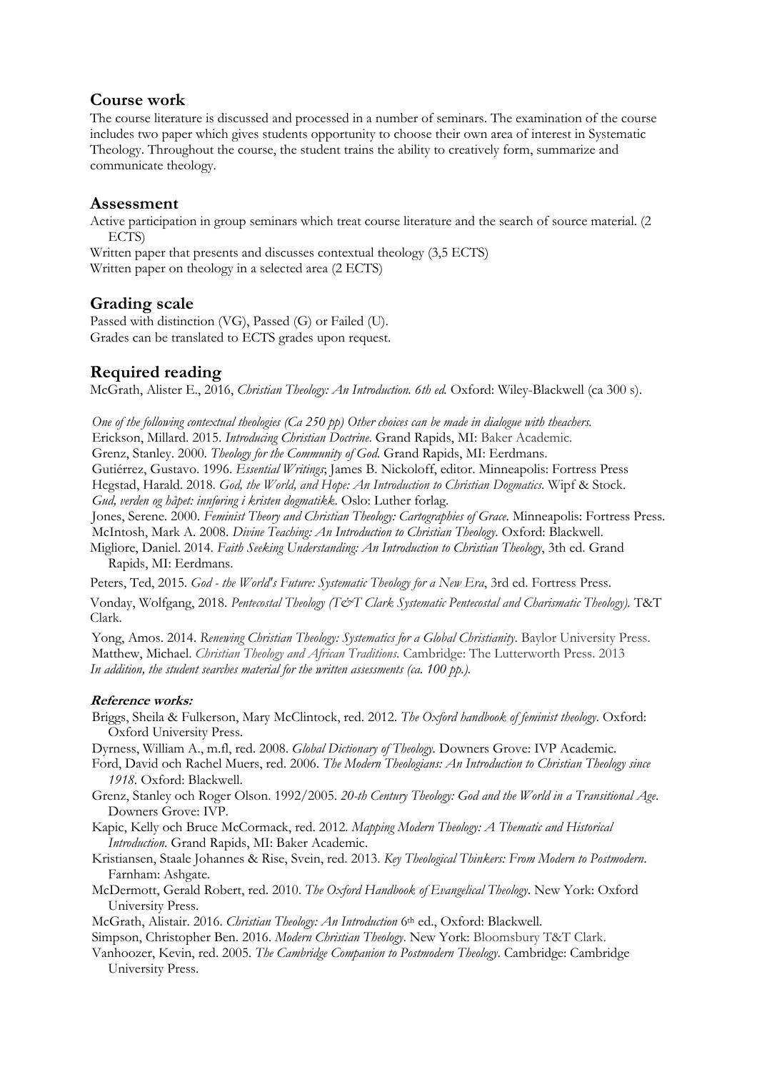## Course work

The course literature is discussed and processed in a number of seminars. The examination of the course includes two paper which gives students opportunity to choose their own area of interest in Systematic Theology. Throughout the course, the student trains the ability to creatively form, summarize and communicate theology.

## Assessment

Active participation in group seminars which treat course literature and the search of source material. (2 ECTS)

Written paper that presents and discusses contextual theology (3,5 ECTS)

Written paper on theology in a selected area (2 ECTS)

## Grading scale

Passed with distinction (VG), Passed (G) or Failed (U).

Grades can be translated to ECTS grades upon request.

## Required reading

McGrath, Alister E., 2016, *Christian Theology: An Introduction. 6th ed.* Oxford: Wiley-Blackwell (ca 300 s).

*One of the following contextual theologies (Ca 250 pp) Other choices can be made in dialogue with theachers.*

Erickson, Millard. 2015. *Introducing Christian Doctrine*. Grand Rapids, MI: Baker Academic.

Grenz, Stanley. 2000. *Theology for the Community of God.* Grand Rapids, MI: Eerdmans.

Gutiérrez, Gustavo. 1996. *Essential Writings*; James B. Nickoloff, editor. Minneapolis: Fortress Press

Hegstad, Harald. 2018. *God, the World, and Hope: An Introduction to Christian Dogmatics.* Wipf & Stock. *Gud, verden og håpet: innføring i kristen dogmatikk.* Oslo: Luther forlag.

Jones, Serene. 2000. *Feminist Theory and Christian Theology: Cartographies of Grace*. Minneapolis: Fortress Press.

McIntosh, Mark A. 2008. *Divine Teaching: An Introduction to Christian Theology*. Oxford: Blackwell.

Migliore, Daniel. 2014. *Faith Seeking Understanding: An Introduction to Christian Theology*, 3th ed. Grand Rapids, MI: Eerdmans.

Peters, Ted, 2015. *God - the World's Future: Systematic Theology for a New Era*, 3rd ed. Fortress Press.

Vonday, Wolfgang, 2018. *Pentecostal Theology (T&T Clark Systematic Pentecostal and Charismatic Theology)*. T&T Clark.

Yong, Amos. 2014. *Renewing Christian Theology: Systematics for a Global Christianity*. Baylor University Press.

Matthew, Michael. *Christian Theology and African Traditions.* Cambridge: The Lutterworth Press. 2013

*In addition, the student searches material for the written assessments (ca. 100 pp.).*

### ***Reference works:***

Briggs, Sheila & Fulkerson, Mary McClintock, red. 2012. *The Oxford handbook of feminist theology*. Oxford: Oxford University Press.

Dyrness, William A., m.fl, red. 2008. *Global Dictionary of Theology.* Downers Grove: IVP Academic.

Ford, David och Rachel Muers, red. 2006. *The Modern Theologians: An Introduction to Christian Theology since 1918*. Oxford: Blackwell.

Grenz, Stanley och Roger Olson. 1992/2005. *20-th Century Theology: God and the World in a Transitional Age*. Downers Grove: IVP.

Kapic, Kelly och Bruce McCormack, red. 2012. *Mapping Modern Theology: A Thematic and Historical Introduction*. Grand Rapids, MI: Baker Academic.

Kristiansen, Staale Johannes & Rise, Svein, red. 2013. *Key Theological Thinkers: From Modern to Postmodern*. Farnham: Ashgate.

McDermott, Gerald Robert, red. 2010. *The Oxford Handbook of Evangelical Theology*. New York: Oxford University Press.

McGrath, Alistair. 2016. *Christian Theology: An Introduction* 6th ed., Oxford: Blackwell.

Simpson, Christopher Ben. 2016. *Modern Christian Theology*. New York: Bloomsbury T&T Clark.

Vanhoozer, Kevin, red. 2005. *The Cambridge Companion to Postmodern Theology*. Cambridge: Cambridge University Press.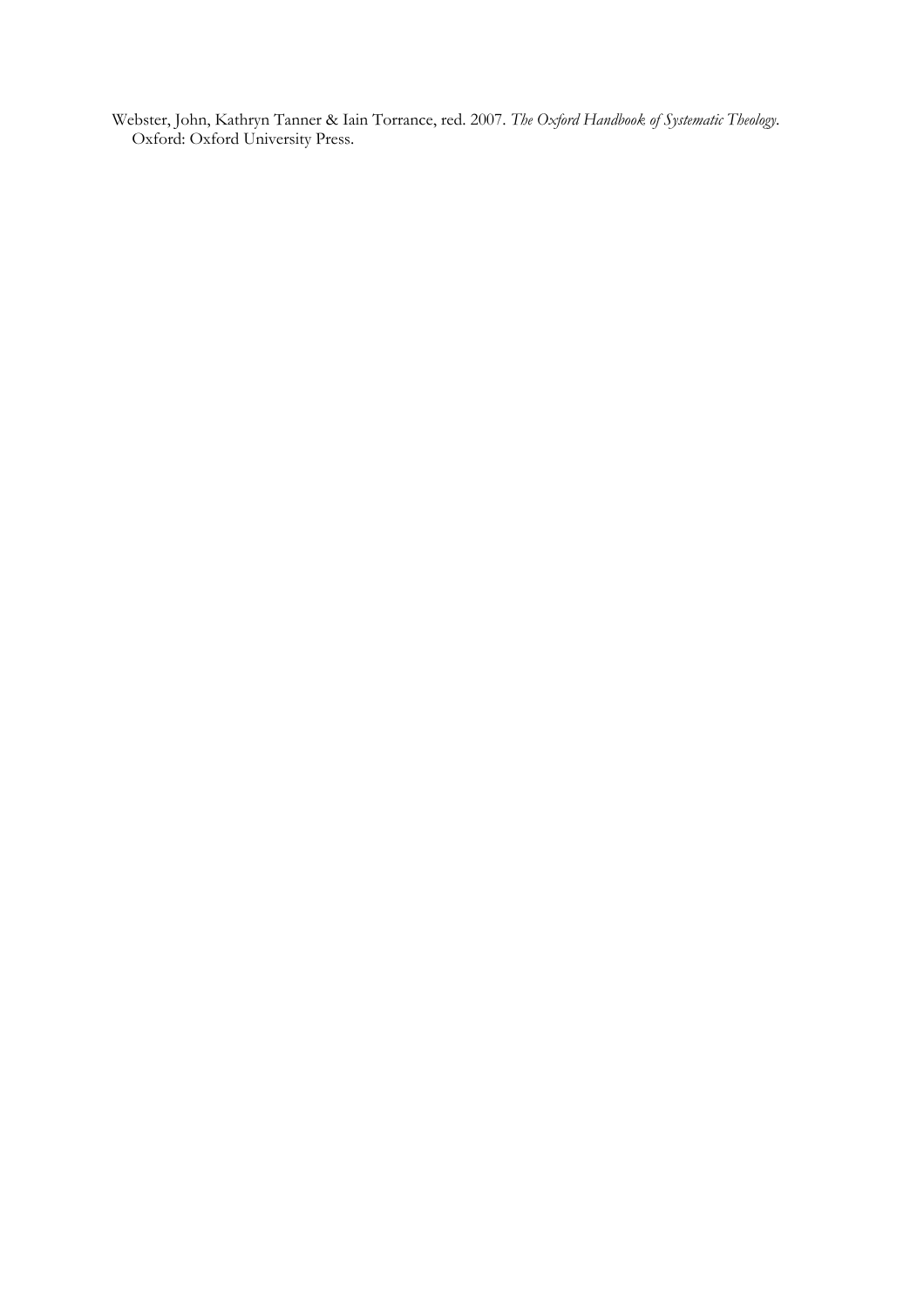Webster, John, Kathryn Tanner & Iain Torrance, red. 2007. *The Oxford Handbook of Systematic Theology*. Oxford: Oxford University Press.